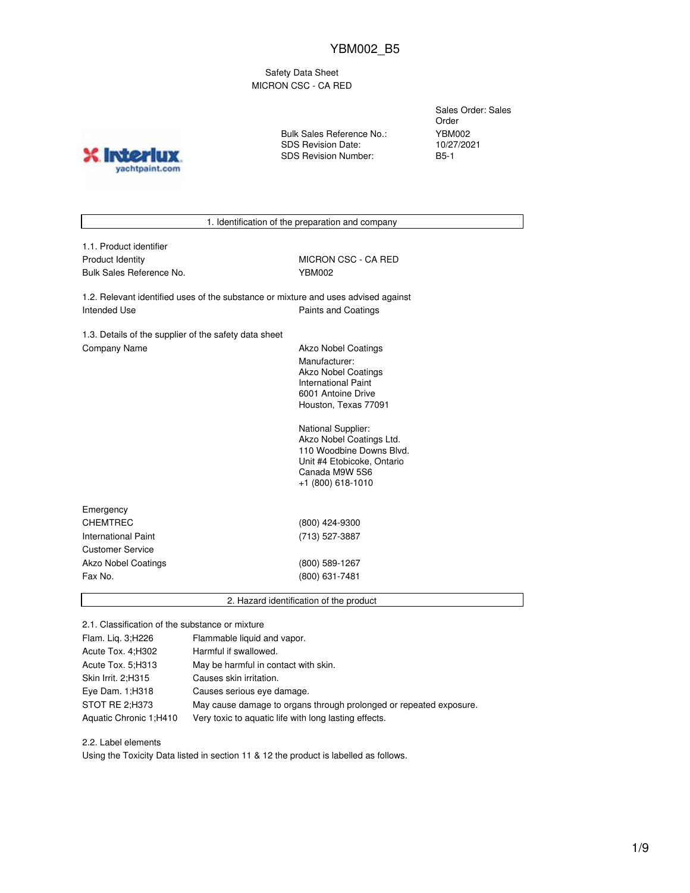# Safety Data Sheet
# MICRON CSC - CA RED

| | |
|---|---|
| | Sales Order: Sales Order |
| Bulk Sales Reference No.: | YBM002 |
| SDS Revision Date: | 10/27/2021 |
| SDS Revision Number: | B5-1 |

## 1. Identification of the preparation and company

**1.1. Product identifier**

| | |
|---|---|
| Product Identity | MICRON CSC - CA RED |
| Bulk Sales Reference No. | YBM002 |

**1.2. Relevant identified uses of the substance or mixture and uses advised against**

| | |
|---|---|
| Intended Use | Paints and Coatings |

**1.3. Details of the supplier of the safety data sheet**

Company Name: Akzo Nobel Coatings

Manufacturer:
Akzo Nobel Coatings
International Paint
6001 Antoine Drive
Houston, Texas 77091

National Supplier:
Akzo Nobel Coatings Ltd.
110 Woodbine Downs Blvd.
Unit #4 Etobicoke, Ontario
Canada M9W 5S6
+1 (800) 618-1010

| Emergency | |
|---|---|
| CHEMTREC | (800) 424-9300 |
| International Paint Customer Service | (713) 527-3887 |
| Akzo Nobel Coatings | (800) 589-1267 |
| Fax No. | (800) 631-7481 |

## 2. Hazard identification of the product

**2.1. Classification of the substance or mixture**

| | |
|---|---|
| Flam. Liq. 3;H226 | Flammable liquid and vapor. |
| Acute Tox. 4;H302 | Harmful if swallowed. |
| Acute Tox. 5;H313 | May be harmful in contact with skin. |
| Skin Irrit. 2;H315 | Causes skin irritation. |
| Eye Dam. 1;H318 | Causes serious eye damage. |
| STOT RE 2;H373 | May cause damage to organs through prolonged or repeated exposure. |
| Aquatic Chronic 1;H410 | Very toxic to aquatic life with long lasting effects. |

**2.2. Label elements**

Using the Toxicity Data listed in section 11 & 12 the product is labelled as follows.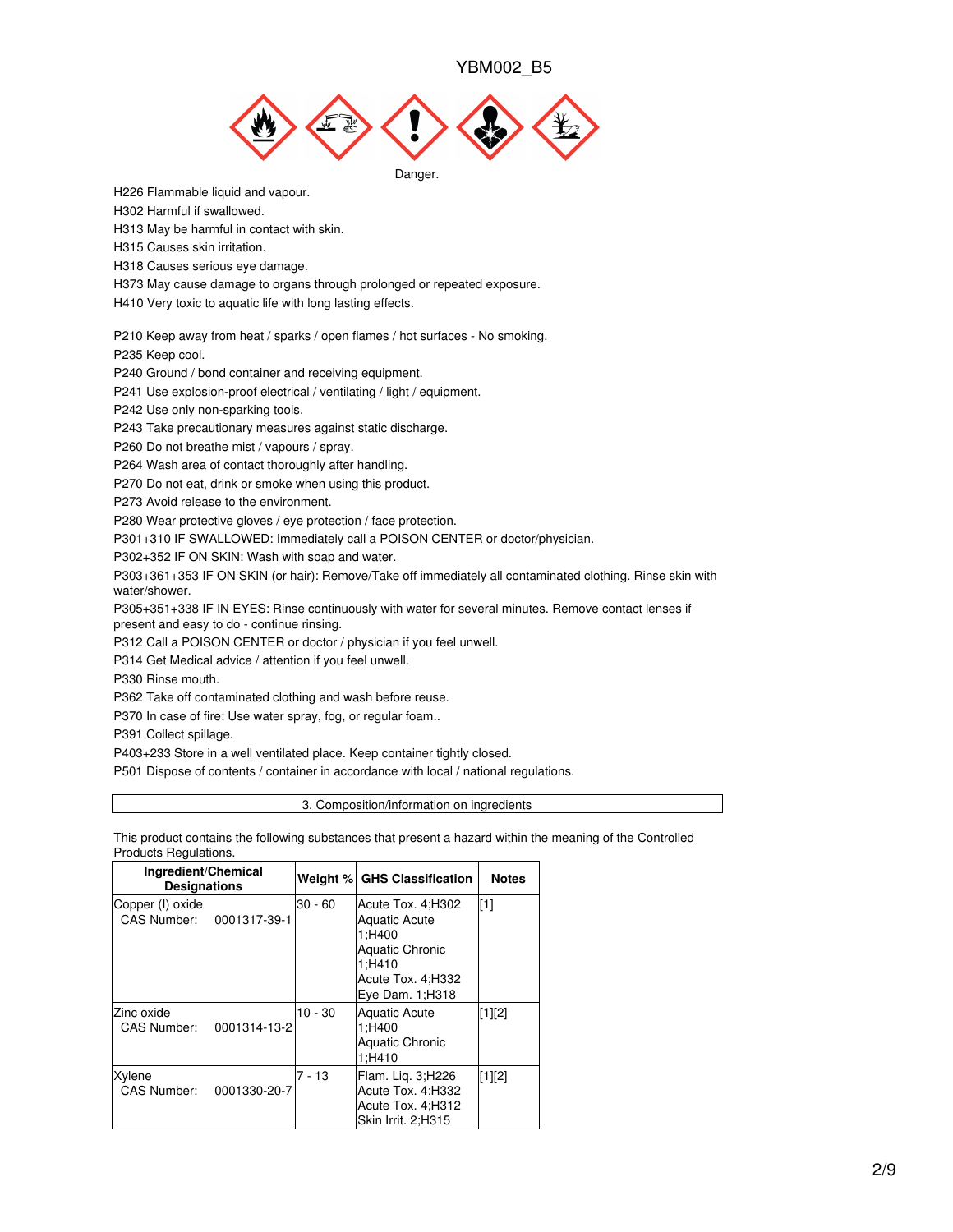YBM002_B5

Danger.

H226 Flammable liquid and vapour.
H302 Harmful if swallowed.
H313 May be harmful in contact with skin.
H315 Causes skin irritation.
H318 Causes serious eye damage.
H373 May cause damage to organs through prolonged or repeated exposure.
H410 Very toxic to aquatic life with long lasting effects.

P210 Keep away from heat / sparks / open flames / hot surfaces - No smoking.
P235 Keep cool.
P240 Ground / bond container and receiving equipment.
P241 Use explosion-proof electrical / ventilating / light / equipment.
P242 Use only non-sparking tools.
P243 Take precautionary measures against static discharge.
P260 Do not breathe mist / vapours / spray.
P264 Wash area of contact thoroughly after handling.
P270 Do not eat, drink or smoke when using this product.
P273 Avoid release to the environment.
P280 Wear protective gloves / eye protection / face protection.
P301+310 IF SWALLOWED: Immediately call a POISON CENTER or doctor/physician.
P302+352 IF ON SKIN: Wash with soap and water.
P303+361+353 IF ON SKIN (or hair): Remove/Take off immediately all contaminated clothing. Rinse skin with water/shower.
P305+351+338 IF IN EYES: Rinse continuously with water for several minutes. Remove contact lenses if present and easy to do - continue rinsing.
P312 Call a POISON CENTER or doctor / physician if you feel unwell.
P314 Get Medical advice / attention if you feel unwell.
P330 Rinse mouth.
P362 Take off contaminated clothing and wash before reuse.
P370 In case of fire: Use water spray, fog, or regular foam..
P391 Collect spillage.
P403+233 Store in a well ventilated place. Keep container tightly closed.
P501 Dispose of contents / container in accordance with local / national regulations.

## 3. Composition/information on ingredients

This product contains the following substances that present a hazard within the meaning of the Controlled Products Regulations.

| Ingredient/Chemical Designations | Weight % | GHS Classification | Notes |
|---|---|---|---|
| Copper (I) oxide<br>CAS Number: 0001317-39-1 | 30 - 60 | Acute Tox. 4;H302<br>Aquatic Acute 1;H400<br>Aquatic Chronic 1;H410<br>Acute Tox. 4;H332<br>Eye Dam. 1;H318 | [1] |
| Zinc oxide<br>CAS Number: 0001314-13-2 | 10 - 30 | Aquatic Acute 1;H400<br>Aquatic Chronic 1;H410 | [1][2] |
| Xylene<br>CAS Number: 0001330-20-7 | 7 - 13 | Flam. Liq. 3;H226<br>Acute Tox. 4;H332<br>Acute Tox. 4;H312<br>Skin Irrit. 2;H315 | [1][2] |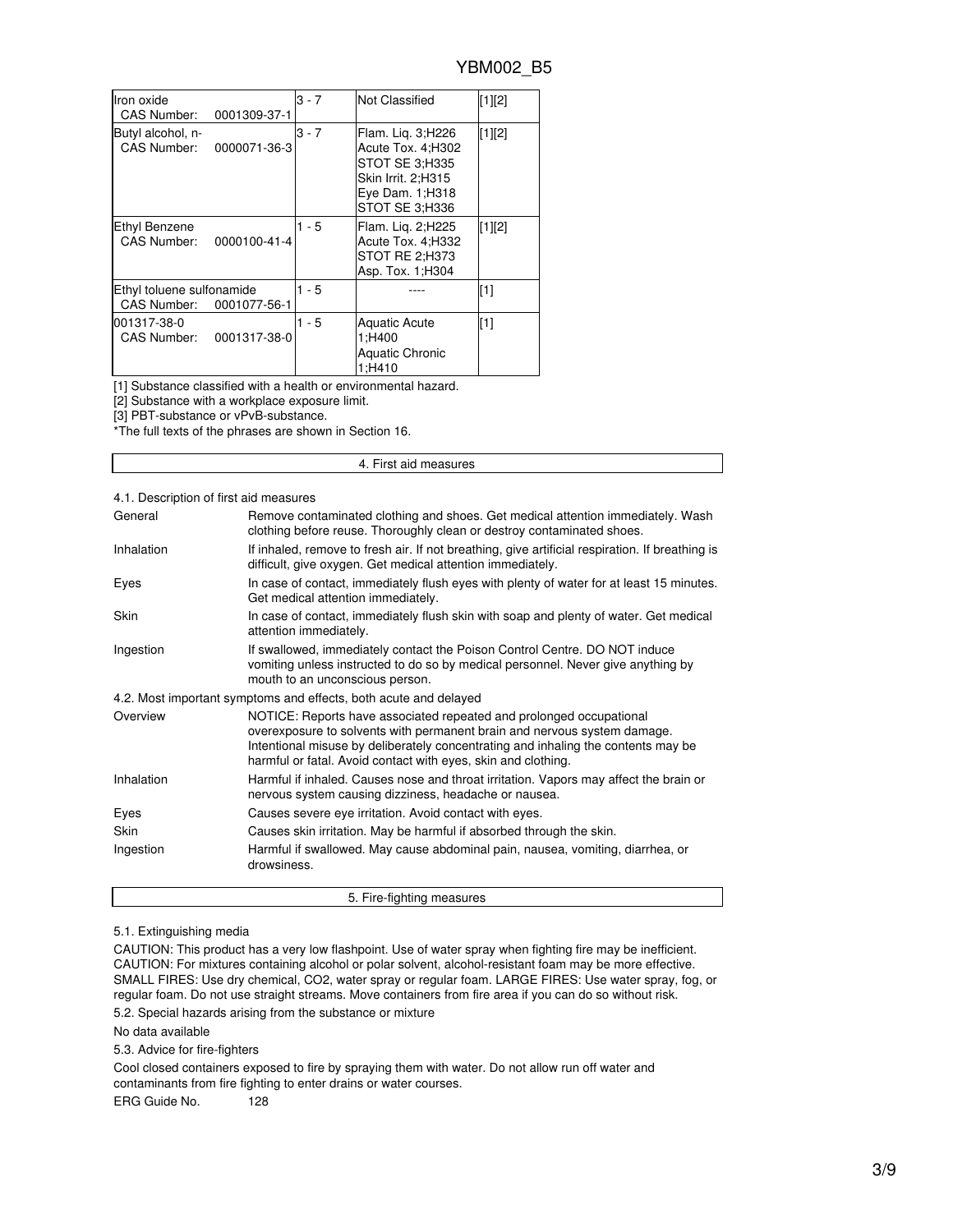| | | | |
|---|---|---|---|
| Iron oxide<br>CAS Number: 0001309-37-1 | 3 - 7 | Not Classified | [1][2] |
| Butyl alcohol, n-<br>CAS Number: 0000071-36-3 | 3 - 7 | Flam. Liq. 3;H226<br>Acute Tox. 4;H302<br>STOT SE 3;H335<br>Skin Irrit. 2;H315<br>Eye Dam. 1;H318<br>STOT SE 3;H336 | [1][2] |
| Ethyl Benzene<br>CAS Number: 0000100-41-4 | 1 - 5 | Flam. Liq. 2;H225<br>Acute Tox. 4;H332<br>STOT RE 2;H373<br>Asp. Tox. 1;H304 | [1][2] |
| Ethyl toluene sulfonamide<br>CAS Number: 0001077-56-1 | 1 - 5 | ---- | [1] |
| 001317-38-0<br>CAS Number: 0001317-38-0 | 1 - 5 | Aquatic Acute 1;H400<br>Aquatic Chronic 1;H410 | [1] |

[1] Substance classified with a health or environmental hazard.
[2] Substance with a workplace exposure limit.
[3] PBT-substance or vPvB-substance.
*The full texts of the phrases are shown in Section 16.

## 4. First aid measures

### 4.1. Description of first aid measures

| | |
|---|---|
| General | Remove contaminated clothing and shoes. Get medical attention immediately. Wash clothing before reuse. Thoroughly clean or destroy contaminated shoes. |
| Inhalation | If inhaled, remove to fresh air. If not breathing, give artificial respiration. If breathing is difficult, give oxygen. Get medical attention immediately. |
| Eyes | In case of contact, immediately flush eyes with plenty of water for at least 15 minutes. Get medical attention immediately. |
| Skin | In case of contact, immediately flush skin with soap and plenty of water. Get medical attention immediately. |
| Ingestion | If swallowed, immediately contact the Poison Control Centre. DO NOT induce vomiting unless instructed to do so by medical personnel. Never give anything by mouth to an unconscious person. |

### 4.2. Most important symptoms and effects, both acute and delayed

| | |
|---|---|
| Overview | NOTICE: Reports have associated repeated and prolonged occupational overexposure to solvents with permanent brain and nervous system damage. Intentional misuse by deliberately concentrating and inhaling the contents may be harmful or fatal. Avoid contact with eyes, skin and clothing. |
| Inhalation | Harmful if inhaled. Causes nose and throat irritation. Vapors may affect the brain or nervous system causing dizziness, headache or nausea. |
| Eyes | Causes severe eye irritation. Avoid contact with eyes. |
| Skin | Causes skin irritation. May be harmful if absorbed through the skin. |
| Ingestion | Harmful if swallowed. May cause abdominal pain, nausea, vomiting, diarrhea, or drowsiness. |

## 5. Fire-fighting measures

### 5.1. Extinguishing media

CAUTION: This product has a very low flashpoint. Use of water spray when fighting fire may be inefficient. CAUTION: For mixtures containing alcohol or polar solvent, alcohol-resistant foam may be more effective. SMALL FIRES: Use dry chemical, CO2, water spray or regular foam. LARGE FIRES: Use water spray, fog, or regular foam. Do not use straight streams. Move containers from fire area if you can do so without risk.

### 5.2. Special hazards arising from the substance or mixture

No data available

### 5.3. Advice for fire-fighters

Cool closed containers exposed to fire by spraying them with water. Do not allow run off water and contaminants from fire fighting to enter drains or water courses.

ERG Guide No. 128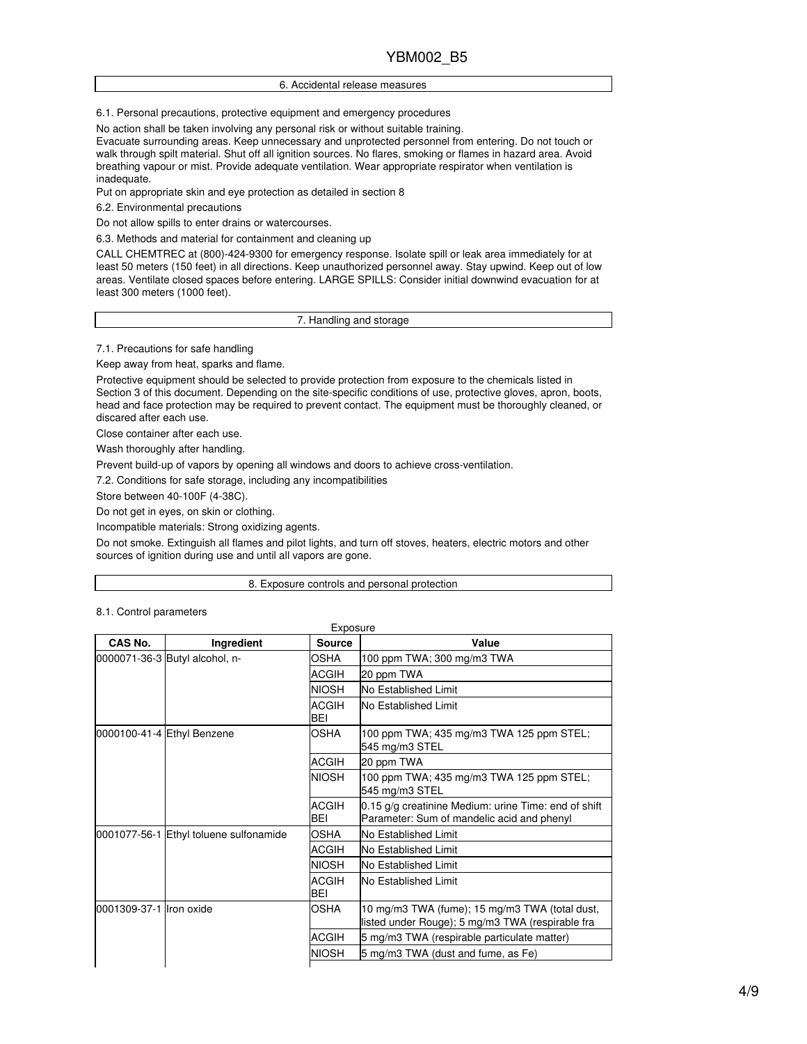## 6. Accidental release measures

6.1. Personal precautions, protective equipment and emergency procedures

No action shall be taken involving any personal risk or without suitable training.

Evacuate surrounding areas. Keep unnecessary and unprotected personnel from entering. Do not touch or walk through spilt material. Shut off all ignition sources. No flares, smoking or flames in hazard area. Avoid breathing vapour or mist. Provide adequate ventilation. Wear appropriate respirator when ventilation is inadequate.

Put on appropriate skin and eye protection as detailed in section 8

6.2. Environmental precautions

Do not allow spills to enter drains or watercourses.

6.3. Methods and material for containment and cleaning up

CALL CHEMTREC at (800)-424-9300 for emergency response. Isolate spill or leak area immediately for at least 50 meters (150 feet) in all directions. Keep unauthorized personnel away. Stay upwind. Keep out of low areas. Ventilate closed spaces before entering. LARGE SPILLS: Consider initial downwind evacuation for at least 300 meters (1000 feet).

## 7. Handling and storage

7.1. Precautions for safe handling

Keep away from heat, sparks and flame.

Protective equipment should be selected to provide protection from exposure to the chemicals listed in Section 3 of this document. Depending on the site-specific conditions of use, protective gloves, apron, boots, head and face protection may be required to prevent contact. The equipment must be thoroughly cleaned, or discared after each use.

Close container after each use.

Wash thoroughly after handling.

Prevent build-up of vapors by opening all windows and doors to achieve cross-ventilation.

7.2. Conditions for safe storage, including any incompatibilities

Store between 40-100F (4-38C).

Do not get in eyes, on skin or clothing.

Incompatible materials: Strong oxidizing agents.

Do not smoke. Extinguish all flames and pilot lights, and turn off stoves, heaters, electric motors and other sources of ignition during use and until all vapors are gone.

## 8. Exposure controls and personal protection

8.1. Control parameters

Exposure

| CAS No. | Ingredient | Source | Value |
|---|---|---|---|
| 0000071-36-3 | Butyl alcohol, n- | OSHA | 100 ppm TWA; 300 mg/m3 TWA |
| | | ACGIH | 20 ppm TWA |
| | | NIOSH | No Established Limit |
| | | ACGIH BEI | No Established Limit |
| 0000100-41-4 | Ethyl Benzene | OSHA | 100 ppm TWA; 435 mg/m3 TWA 125 ppm STEL; 545 mg/m3 STEL |
| | | ACGIH | 20 ppm TWA |
| | | NIOSH | 100 ppm TWA; 435 mg/m3 TWA 125 ppm STEL; 545 mg/m3 STEL |
| | | ACGIH BEI | 0.15 g/g creatinine Medium: urine Time: end of shift Parameter: Sum of mandelic acid and phenyl |
| 0001077-56-1 | Ethyl toluene sulfonamide | OSHA | No Established Limit |
| | | ACGIH | No Established Limit |
| | | NIOSH | No Established Limit |
| | | ACGIH BEI | No Established Limit |
| 0001309-37-1 | Iron oxide | OSHA | 10 mg/m3 TWA (fume); 15 mg/m3 TWA (total dust, listed under Rouge); 5 mg/m3 TWA (respirable fra |
| | | ACGIH | 5 mg/m3 TWA (respirable particulate matter) |
| | | NIOSH | 5 mg/m3 TWA (dust and fume, as Fe) |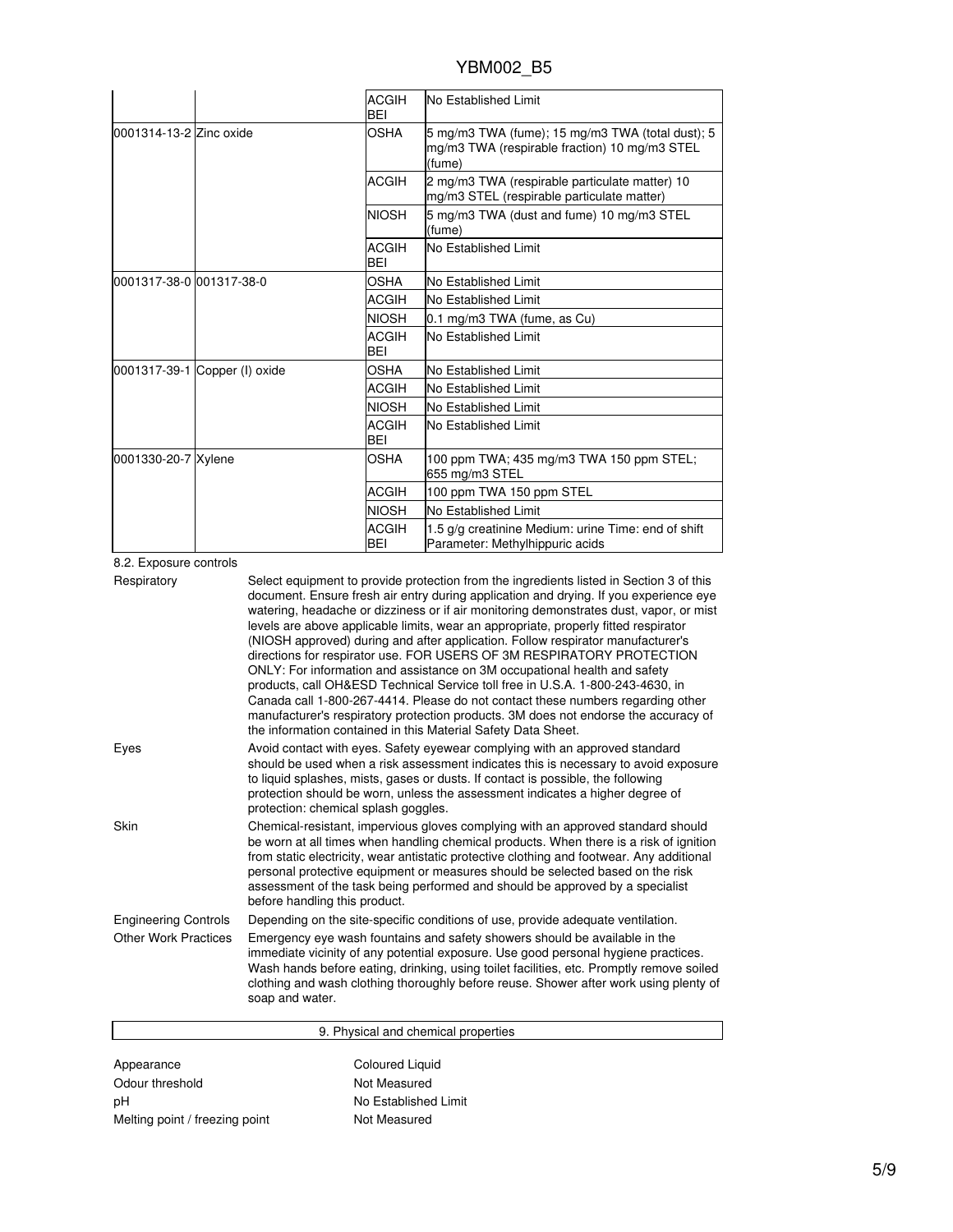|  |  | ACGIH BEI | No Established Limit |
|---|---|---|---|
| 0001314-13-2 | Zinc oxide | OSHA | 5 mg/m3 TWA (fume); 15 mg/m3 TWA (total dust); 5 mg/m3 TWA (respirable fraction) 10 mg/m3 STEL (fume) |
|  |  | ACGIH | 2 mg/m3 TWA (respirable particulate matter) 10 mg/m3 STEL (respirable particulate matter) |
|  |  | NIOSH | 5 mg/m3 TWA (dust and fume) 10 mg/m3 STEL (fume) |
|  |  | ACGIH BEI | No Established Limit |
| 0001317-38-0 | 001317-38-0 | OSHA | No Established Limit |
|  |  | ACGIH | No Established Limit |
|  |  | NIOSH | 0.1 mg/m3 TWA (fume, as Cu) |
|  |  | ACGIH BEI | No Established Limit |
| 0001317-39-1 | Copper (I) oxide | OSHA | No Established Limit |
|  |  | ACGIH | No Established Limit |
|  |  | NIOSH | No Established Limit |
|  |  | ACGIH BEI | No Established Limit |
| 0001330-20-7 | Xylene | OSHA | 100 ppm TWA; 435 mg/m3 TWA 150 ppm STEL; 655 mg/m3 STEL |
|  |  | ACGIH | 100 ppm TWA 150 ppm STEL |
|  |  | NIOSH | No Established Limit |
|  |  | ACGIH BEI | 1.5 g/g creatinine Medium: urine Time: end of shift Parameter: Methylhippuric acids |

8.2. Exposure controls

| | |
|---|---|
| Respiratory | Select equipment to provide protection from the ingredients listed in Section 3 of this document. Ensure fresh air entry during application and drying. If you experience eye watering, headache or dizziness or if air monitoring demonstrates dust, vapor, or mist levels are above applicable limits, wear an appropriate, properly fitted respirator (NIOSH approved) during and after application. Follow respirator manufacturer's directions for respirator use. FOR USERS OF 3M RESPIRATORY PROTECTION ONLY: For information and assistance on 3M occupational health and safety products, call OH&ESD Technical Service toll free in U.S.A. 1-800-243-4630, in Canada call 1-800-267-4414. Please do not contact these numbers regarding other manufacturer's respiratory protection products. 3M does not endorse the accuracy of the information contained in this Material Safety Data Sheet. |
| Eyes | Avoid contact with eyes. Safety eyewear complying with an approved standard should be used when a risk assessment indicates this is necessary to avoid exposure to liquid splashes, mists, gases or dusts. If contact is possible, the following protection should be worn, unless the assessment indicates a higher degree of protection: chemical splash goggles. |
| Skin | Chemical-resistant, impervious gloves complying with an approved standard should be worn at all times when handling chemical products. When there is a risk of ignition from static electricity, wear antistatic protective clothing and footwear. Any additional personal protective equipment or measures should be selected based on the risk assessment of the task being performed and should be approved by a specialist before handling this product. |
| Engineering Controls | Depending on the site-specific conditions of use, provide adequate ventilation. |
| Other Work Practices | Emergency eye wash fountains and safety showers should be available in the immediate vicinity of any potential exposure. Use good personal hygiene practices. Wash hands before eating, drinking, using toilet facilities, etc. Promptly remove soiled clothing and wash clothing thoroughly before reuse. Shower after work using plenty of soap and water. |

## 9. Physical and chemical properties

| | |
|---|---|
| Appearance | Coloured Liquid |
| Odour threshold | Not Measured |
| pH | No Established Limit |
| Melting point / freezing point | Not Measured |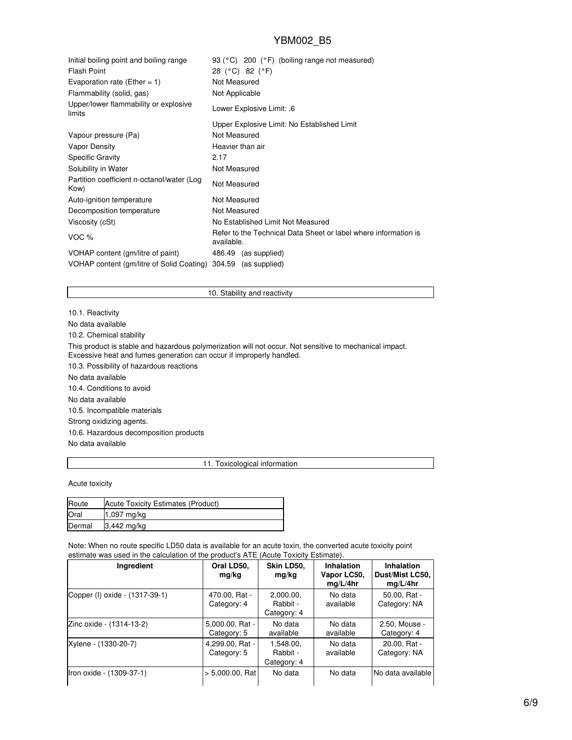| | |
|---|---|
| Initial boiling point and boiling range | 93 (°C) 200 (°F) (boiling range not measured) |
| Flash Point | 28 (°C) 82 (°F) |
| Evaporation rate (Ether = 1) | Not Measured |
| Flammability (solid, gas) | Not Applicable |
| Upper/lower flammability or explosive limits | Lower Explosive Limit: .6 |
| | Upper Explosive Limit: No Established Limit |
| Vapour pressure (Pa) | Not Measured |
| Vapor Density | Heavier than air |
| Specific Gravity | 2.17 |
| Solubility in Water | Not Measured |
| Partition coefficient n-octanol/water (Log Kow) | Not Measured |
| Auto-ignition temperature | Not Measured |
| Decomposition temperature | Not Measured |
| Viscosity (cSt) | No Established Limit Not Measured |
| VOC % | Refer to the Technical Data Sheet or label where information is available. |
| VOHAP content (gm/litre of paint) | 486.49 (as supplied) |
| VOHAP content (gm/litre of Solid Coating) | 304.59 (as supplied) |

## 10. Stability and reactivity

10.1. Reactivity

No data available

10.2. Chemical stability

This product is stable and hazardous polymerization will not occur. Not sensitive to mechanical impact. Excessive heat and fumes generation can occur if improperly handled.

10.3. Possibility of hazardous reactions

No data available

10.4. Conditions to avoid

No data available

10.5. Incompatible materials

Strong oxidizing agents.

10.6. Hazardous decomposition products

No data available

## 11. Toxicological information

Acute toxicity

| Route | Acute Toxicity Estimates (Product) |
|---|---|
| Oral | 1,097 mg/kg |
| Dermal | 3,442 mg/kg |

Note: When no route specific LD50 data is available for an acute toxin, the converted acute toxicity point estimate was used in the calculation of the product's ATE (Acute Toxicity Estimate).

| Ingredient | Oral LD50, mg/kg | Skin LD50, mg/kg | Inhalation Vapor LC50, mg/L/4hr | Inhalation Dust/Mist LC50, mg/L/4hr |
|---|---|---|---|---|
| Copper (I) oxide - (1317-39-1) | 470.00, Rat - Category: 4 | 2,000.00, Rabbit - Category: 4 | No data available | 50.00, Rat - Category: NA |
| Zinc oxide - (1314-13-2) | 5,000.00, Rat - Category: 5 | No data available | No data available | 2.50, Mouse - Category: 4 |
| Xylene - (1330-20-7) | 4,299.00, Rat - Category: 5 | 1,548.00, Rabbit - Category: 4 | No data available | 20.00, Rat - Category: NA |
| Iron oxide - (1309-37-1) | > 5,000.00, Rat | No data | No data | No data available |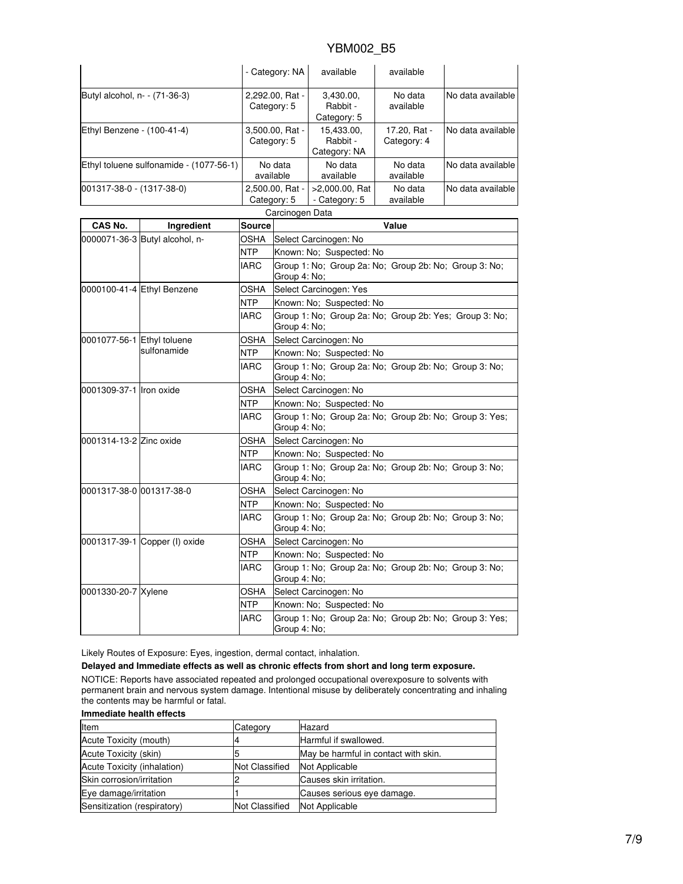| | | | | |
|---|---|---|---|---|
| | - Category: NA | available | available | |
| Butyl alcohol, n- - (71-36-3) | 2,292.00, Rat - Category: 5 | 3,430.00, Rabbit - Category: 5 | No data available | No data available |
| Ethyl Benzene - (100-41-4) | 3,500.00, Rat - Category: 5 | 15,433.00, Rabbit - Category: NA | 17.20, Rat - Category: 4 | No data available |
| Ethyl toluene sulfonamide - (1077-56-1) | No data available | No data available | No data available | No data available |
| 001317-38-0 - (1317-38-0) | 2,500.00, Rat - Category: 5 | >2,000.00, Rat - Category: 5 | No data available | No data available |

Carcinogen Data

| CAS No. | Ingredient | Source | Value |
|---|---|---|---|
| 0000071-36-3 | Butyl alcohol, n- | OSHA | Select Carcinogen: No |
| | | NTP | Known: No; Suspected: No |
| | | IARC | Group 1: No; Group 2a: No; Group 2b: No; Group 3: No; Group 4: No; |
| 0000100-41-4 | Ethyl Benzene | OSHA | Select Carcinogen: Yes |
| | | NTP | Known: No; Suspected: No |
| | | IARC | Group 1: No; Group 2a: No; Group 2b: Yes; Group 3: No; Group 4: No; |
| 0001077-56-1 | Ethyl toluene sulfonamide | OSHA | Select Carcinogen: No |
| | | NTP | Known: No; Suspected: No |
| | | IARC | Group 1: No; Group 2a: No; Group 2b: No; Group 3: No; Group 4: No; |
| 0001309-37-1 | Iron oxide | OSHA | Select Carcinogen: No |
| | | NTP | Known: No; Suspected: No |
| | | IARC | Group 1: No; Group 2a: No; Group 2b: No; Group 3: Yes; Group 4: No; |
| 0001314-13-2 | Zinc oxide | OSHA | Select Carcinogen: No |
| | | NTP | Known: No; Suspected: No |
| | | IARC | Group 1: No; Group 2a: No; Group 2b: No; Group 3: No; Group 4: No; |
| 0001317-38-0 | 001317-38-0 | OSHA | Select Carcinogen: No |
| | | NTP | Known: No; Suspected: No |
| | | IARC | Group 1: No; Group 2a: No; Group 2b: No; Group 3: No; Group 4: No; |
| 0001317-39-1 | Copper (I) oxide | OSHA | Select Carcinogen: No |
| | | NTP | Known: No; Suspected: No |
| | | IARC | Group 1: No; Group 2a: No; Group 2b: No; Group 3: No; Group 4: No; |
| 0001330-20-7 | Xylene | OSHA | Select Carcinogen: No |
| | | NTP | Known: No; Suspected: No |
| | | IARC | Group 1: No; Group 2a: No; Group 2b: No; Group 3: Yes; Group 4: No; |

Likely Routes of Exposure: Eyes, ingestion, dermal contact, inhalation.

**Delayed and Immediate effects as well as chronic effects from short and long term exposure.**

NOTICE: Reports have associated repeated and prolonged occupational overexposure to solvents with permanent brain and nervous system damage. Intentional misuse by deliberately concentrating and inhaling the contents may be harmful or fatal.

**Immediate health effects**

| Item | Category | Hazard |
|---|---|---|
| Acute Toxicity (mouth) | 4 | Harmful if swallowed. |
| Acute Toxicity (skin) | 5 | May be harmful in contact with skin. |
| Acute Toxicity (inhalation) | Not Classified | Not Applicable |
| Skin corrosion/irritation | 2 | Causes skin irritation. |
| Eye damage/irritation | 1 | Causes serious eye damage. |
| Sensitization (respiratory) | Not Classified | Not Applicable |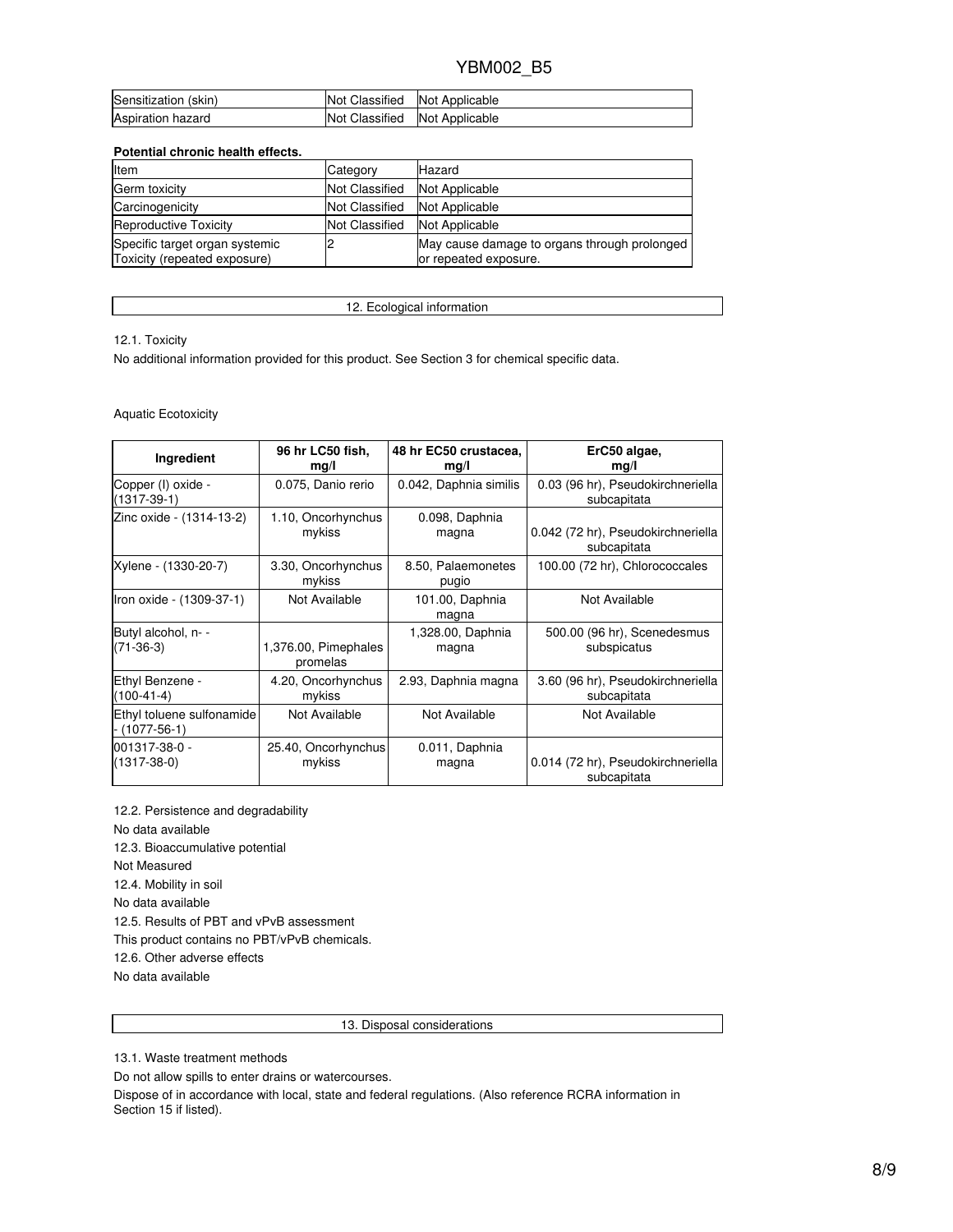| Sensitization (skin) | Not Classified | Not Applicable |
|---|---|---|
| Aspiration hazard | Not Classified | Not Applicable |

**Potential chronic health effects.**

| Item | Category | Hazard |
|---|---|---|
| Germ toxicity | Not Classified | Not Applicable |
| Carcinogenicity | Not Classified | Not Applicable |
| Reproductive Toxicity | Not Classified | Not Applicable |
| Specific target organ systemic Toxicity (repeated exposure) | 2 | May cause damage to organs through prolonged or repeated exposure. |

## 12. Ecological information

12.1. Toxicity

No additional information provided for this product. See Section 3 for chemical specific data.

Aquatic Ecotoxicity

| Ingredient | 96 hr LC50 fish, mg/l | 48 hr EC50 crustacea, mg/l | ErC50 algae, mg/l |
|---|---|---|---|
| Copper (I) oxide - (1317-39-1) | 0.075, Danio rerio | 0.042, Daphnia similis | 0.03 (96 hr), Pseudokirchneriella subcapitata |
| Zinc oxide - (1314-13-2) | 1.10, Oncorhynchus mykiss | 0.098, Daphnia magna | 0.042 (72 hr), Pseudokirchneriella subcapitata |
| Xylene - (1330-20-7) | 3.30, Oncorhynchus mykiss | 8.50, Palaemonetes pugio | 100.00 (72 hr), Chlorococcales |
| Iron oxide - (1309-37-1) | Not Available | 101.00, Daphnia magna | Not Available |
| Butyl alcohol, n- - (71-36-3) | 1,376.00, Pimephales promelas | 1,328.00, Daphnia magna | 500.00 (96 hr), Scenedesmus subspicatus |
| Ethyl Benzene - (100-41-4) | 4.20, Oncorhynchus mykiss | 2.93, Daphnia magna | 3.60 (96 hr), Pseudokirchneriella subcapitata |
| Ethyl toluene sulfonamide - (1077-56-1) | Not Available | Not Available | Not Available |
| 001317-38-0 - (1317-38-0) | 25.40, Oncorhynchus mykiss | 0.011, Daphnia magna | 0.014 (72 hr), Pseudokirchneriella subcapitata |

12.2. Persistence and degradability

No data available

12.3. Bioaccumulative potential

Not Measured

12.4. Mobility in soil

No data available

12.5. Results of PBT and vPvB assessment

This product contains no PBT/vPvB chemicals.

12.6. Other adverse effects

No data available

## 13. Disposal considerations

13.1. Waste treatment methods

Do not allow spills to enter drains or watercourses.

Dispose of in accordance with local, state and federal regulations. (Also reference RCRA information in Section 15 if listed).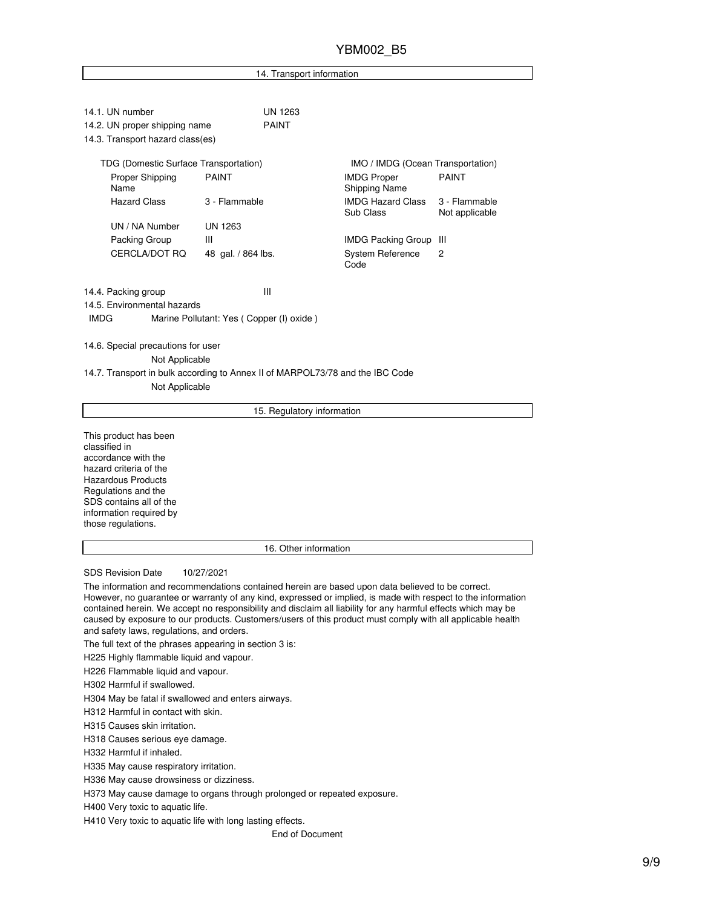## 14. Transport information

14.1. UN number UN 1263

14.2. UN proper shipping name PAINT

14.3. Transport hazard class(es)

| TDG (Domestic Surface Transportation) | | IMO / IMDG (Ocean Transportation) | |
|---|---|---|---|
| Proper Shipping Name | PAINT | IMDG Proper Shipping Name | PAINT |
| Hazard Class | 3 - Flammable | IMDG Hazard Class Sub Class | 3 - Flammable Not applicable |
| UN / NA Number | UN 1263 | | |
| Packing Group | III | IMDG Packing Group | III |
| CERCLA/DOT RQ | 48 gal. / 864 lbs. | System Reference Code | 2 |

14.4. Packing group III

14.5. Environmental hazards

IMDG Marine Pollutant: Yes ( Copper (I) oxide )

14.6. Special precautions for user

Not Applicable

14.7. Transport in bulk according to Annex II of MARPOL73/78 and the IBC Code

Not Applicable

## 15. Regulatory information

This product has been classified in accordance with the hazard criteria of the Hazardous Products Regulations and the SDS contains all of the information required by those regulations.

## 16. Other information

SDS Revision Date 10/27/2021

The information and recommendations contained herein are based upon data believed to be correct. However, no guarantee or warranty of any kind, expressed or implied, is made with respect to the information contained herein. We accept no responsibility and disclaim all liability for any harmful effects which may be caused by exposure to our products. Customers/users of this product must comply with all applicable health and safety laws, regulations, and orders.

The full text of the phrases appearing in section 3 is:

H225 Highly flammable liquid and vapour.

H226 Flammable liquid and vapour.

H302 Harmful if swallowed.

H304 May be fatal if swallowed and enters airways.

H312 Harmful in contact with skin.

H315 Causes skin irritation.

H318 Causes serious eye damage.

H332 Harmful if inhaled.

H335 May cause respiratory irritation.

H336 May cause drowsiness or dizziness.

H373 May cause damage to organs through prolonged or repeated exposure.

H400 Very toxic to aquatic life.

H410 Very toxic to aquatic life with long lasting effects.

End of Document